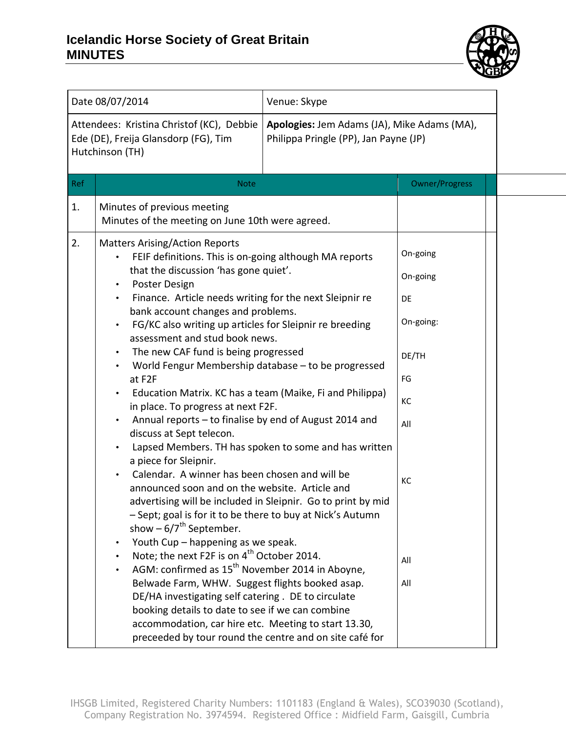# Icelandic Horse Society of Great Britain
# MINUTES

| Date 08/07/2014 | Venue: Skype |
|---|---|
| Attendees: Kristina Christof (KC), Debbie Ede (DE), Freija Glansdorp (FG), Tim Hutchinson (TH) | **Apologies:** Jem Adams (JA), Mike Adams (MA), Philippa Pringle (PP), Jan Payne (JP) |

| Ref | Note | Owner/Progress |
|---|---|---|
| 1. | Minutes of previous meeting<br>Minutes of the meeting on June 10th were agreed. | |
| 2. | Matters Arising/Action Reports<br>• FEIF definitions. This is on-going although MA reports that the discussion 'has gone quiet'.<br>• Poster Design<br>• Finance. Article needs writing for the next Sleipnir re bank account changes and problems.<br>• FG/KC also writing up articles for Sleipnir re breeding assessment and stud book news.<br>• The new CAF fund is being progressed<br>• World Fengur Membership database – to be progressed at F2F<br>• Education Matrix. KC has a team (Maike, Fi and Philippa) in place. To progress at next F2F.<br>• Annual reports – to finalise by end of August 2014 and discuss at Sept telecon.<br>• Lapsed Members. TH has spoken to some and has written a piece for Sleipnir.<br>• Calendar. A winner has been chosen and will be announced soon and on the website. Article and advertising will be included in Sleipnir. Go to print by mid – Sept; goal is for it to be there to buy at Nick's Autumn show – 6/7th September.<br>• Youth Cup – happening as we speak.<br>• Note; the next F2F is on 4th October 2014.<br>• AGM: confirmed as 15th November 2014 in Aboyne, Belwade Farm, WHW. Suggest flights booked asap. DE/HA investigating self catering . DE to circulate booking details to date to see if we can combine accommodation, car hire etc. Meeting to start 13.30, preceeded by tour round the centre and on site café for | On-going<br>On-going<br>DE<br>On-going:<br>DE/TH<br>FG<br>KC<br>All<br>KC<br>All<br>All |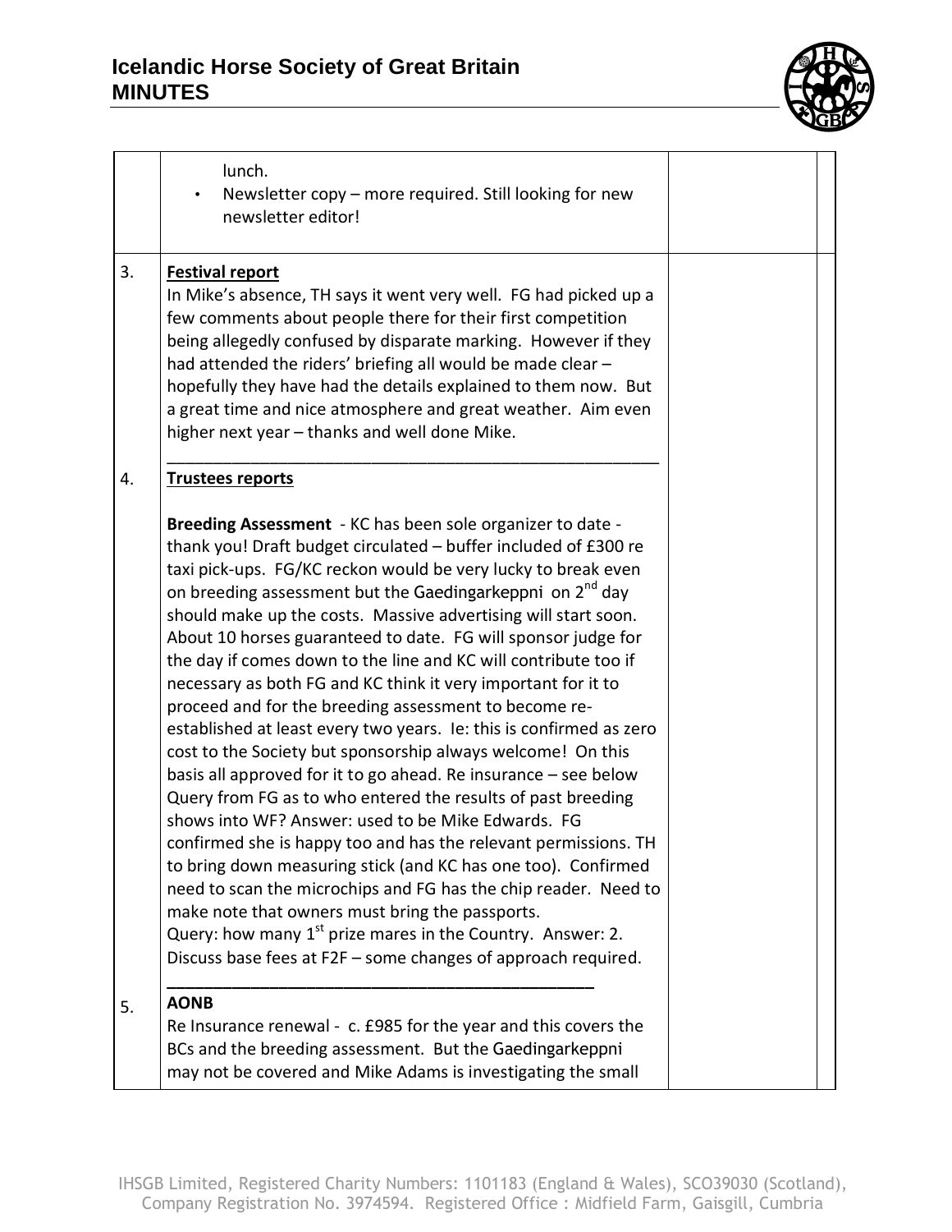| | | | |
|---|---|---|---|
| | lunch.<br>• Newsletter copy – more required. Still looking for new newsletter editor! | | |
| 3.<br><br><br><br><br><br><br><br>4. | **Festival report**<br>In Mike's absence, TH says it went very well. FG had picked up a few comments about people there for their first competition being allegedly confused by disparate marking. However if they had attended the riders' briefing all would be made clear – hopefully they have had the details explained to them now. But a great time and nice atmosphere and great weather. Aim even higher next year – thanks and well done Mike.<br>\_\_\_\_\_\_\_\_\_\_\_\_\_\_\_\_\_\_\_\_\_\_\_\_\_\_\_\_\_\_\_\_\_\_\_\_\_\_\_\_\_\_\_\_\_\_\_\_\_\_\_\_\_\_<br>**Trustees reports**<br><br>**Breeding Assessment** - KC has been sole organizer to date - thank you! Draft budget circulated – buffer included of £300 re taxi pick-ups. FG/KC reckon would be very lucky to break even on breeding assessment but the Gaedingarkeppni on 2nd day should make up the costs. Massive advertising will start soon. About 10 horses guaranteed to date. FG will sponsor judge for the day if comes down to the line and KC will contribute too if necessary as both FG and KC think it very important for it to proceed and for the breeding assessment to become re-established at least every two years. Ie: this is confirmed as zero cost to the Society but sponsorship always welcome! On this basis all approved for it to go ahead. Re insurance – see below Query from FG as to who entered the results of past breeding shows into WF? Answer: used to be Mike Edwards. FG confirmed she is happy too and has the relevant permissions. TH to bring down measuring stick (and KC has one too). Confirmed need to scan the microchips and FG has the chip reader. Need to make note that owners must bring the passports.<br>Query: how many 1st prize mares in the Country. Answer: 2.<br>Discuss base fees at F2F – some changes of approach required.<br>\_\_\_\_\_\_\_\_\_\_\_\_\_\_\_\_\_\_\_\_\_\_\_\_\_\_\_\_\_\_\_\_\_\_\_\_\_\_\_\_\_\_\_\_\_ | | |
| 5. | **AONB**<br>Re Insurance renewal - c. £985 for the year and this covers the BCs and the breeding assessment. But the Gaedingarkeppni may not be covered and Mike Adams is investigating the small | | |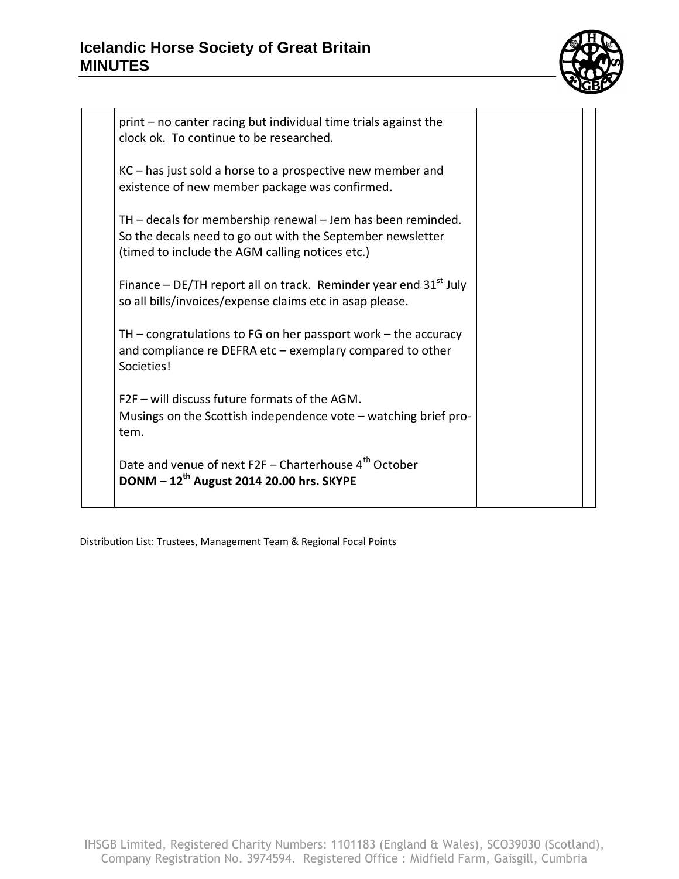| | | | |
|---|---|---|---|
| | print – no canter racing but individual time trials against the clock ok. To continue to be researched.<br><br>KC – has just sold a horse to a prospective new member and existence of new member package was confirmed.<br><br>TH – decals for membership renewal – Jem has been reminded. So the decals need to go out with the September newsletter (timed to include the AGM calling notices etc.)<br><br>Finance – DE/TH report all on track. Reminder year end 31st July so all bills/invoices/expense claims etc in asap please.<br><br>TH – congratulations to FG on her passport work – the accuracy and compliance re DEFRA etc – exemplary compared to other Societies!<br><br>F2F – will discuss future formats of the AGM.<br>Musings on the Scottish independence vote – watching brief pro-tem.<br><br>Date and venue of next F2F – Charterhouse 4th October<br>**DONM – 12th August 2014 20.00 hrs. SKYPE** | | |

Distribution List: Trustees, Management Team & Regional Focal Points